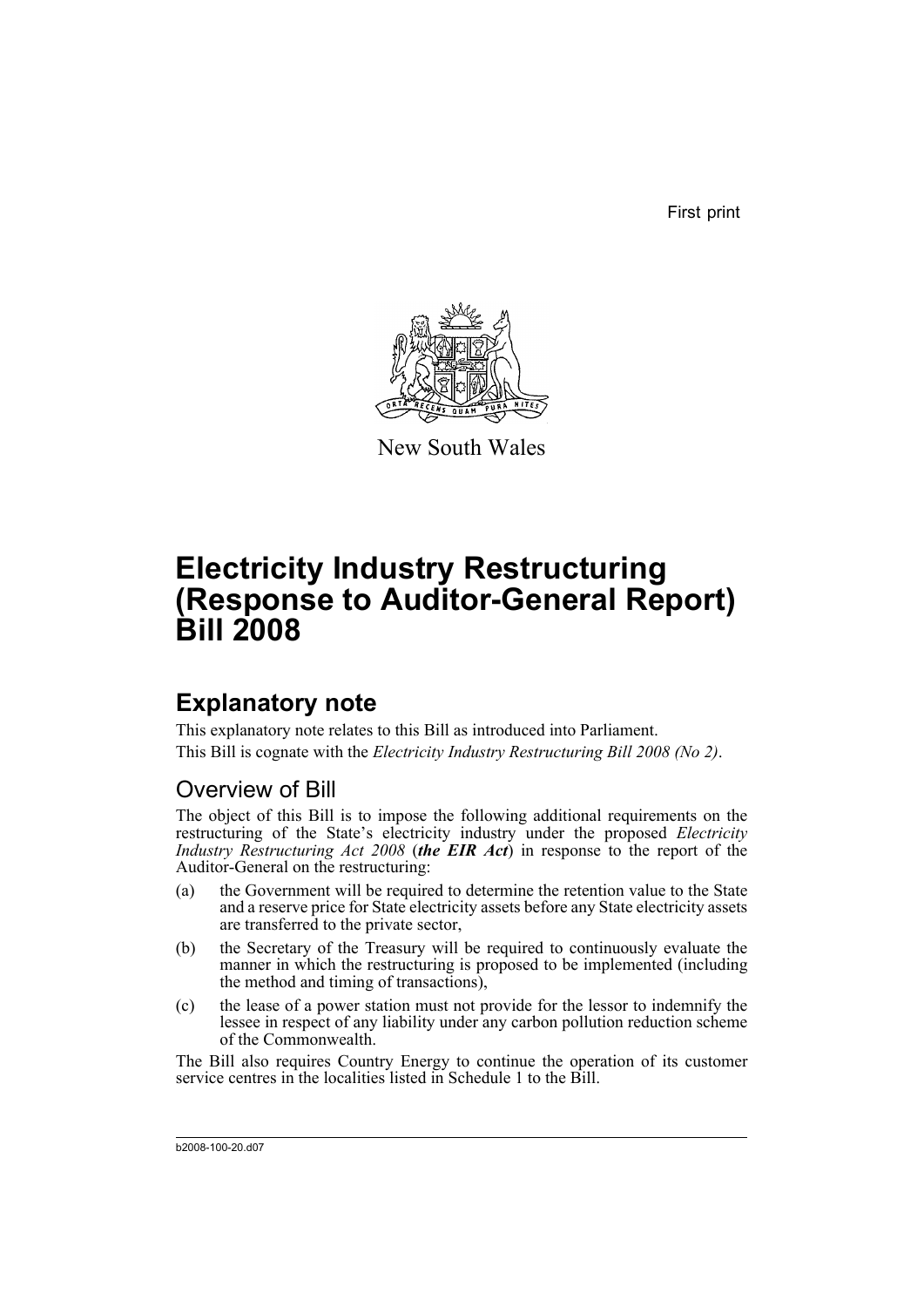First print

New South Wales

# Electricity Industry Restructuring (Response to Auditor-General Report) Bill 2008

## Explanatory note

This explanatory note relates to this Bill as introduced into Parliament.

This Bill is cognate with the *Electricity Industry Restructuring Bill 2008 (No 2)*.

### Overview of Bill

The object of this Bill is to impose the following additional requirements on the restructuring of the State's electricity industry under the proposed *Electricity Industry Restructuring Act 2008* (***the EIR Act***) in response to the report of the Auditor-General on the restructuring:

(a) the Government will be required to determine the retention value to the State and a reserve price for State electricity assets before any State electricity assets are transferred to the private sector,

(b) the Secretary of the Treasury will be required to continuously evaluate the manner in which the restructuring is proposed to be implemented (including the method and timing of transactions),

(c) the lease of a power station must not provide for the lessor to indemnify the lessee in respect of any liability under any carbon pollution reduction scheme of the Commonwealth.

The Bill also requires Country Energy to continue the operation of its customer service centres in the localities listed in Schedule 1 to the Bill.

b2008-100-20.d07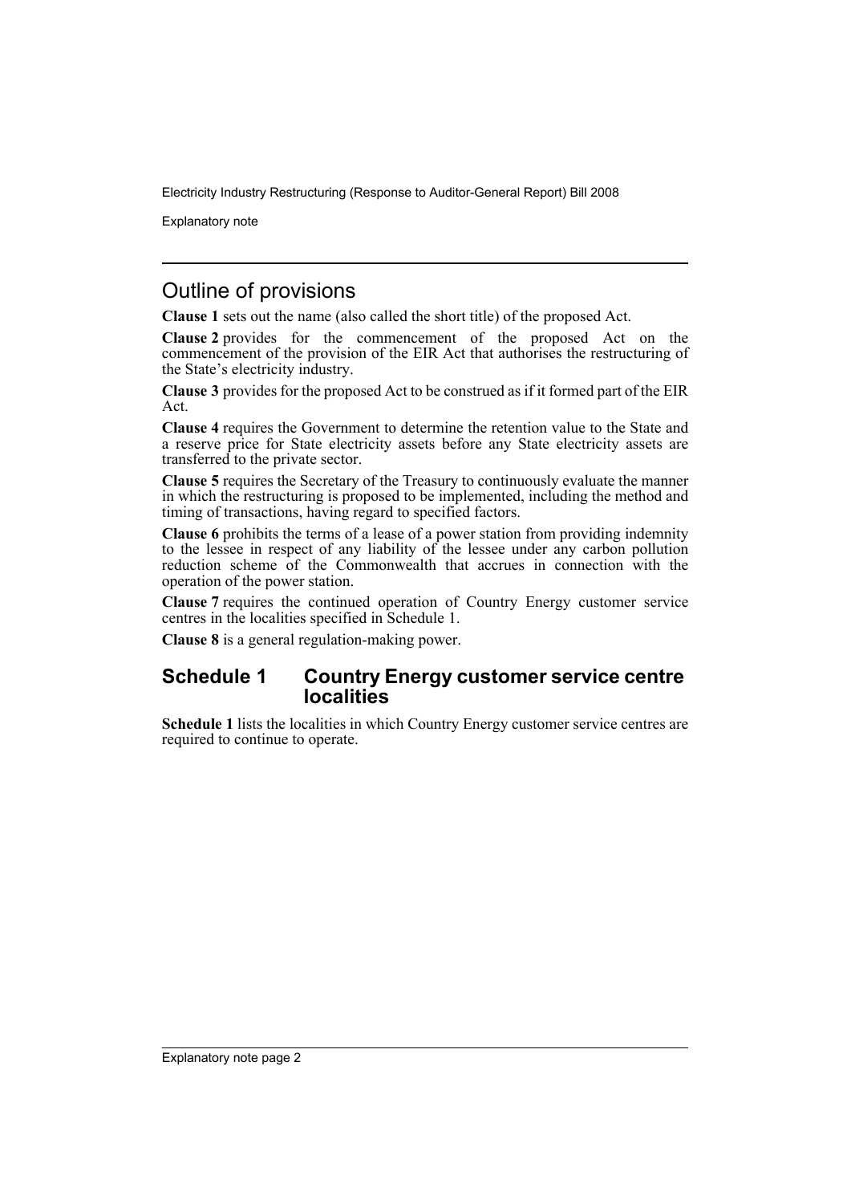## Outline of provisions

**Clause 1** sets out the name (also called the short title) of the proposed Act.

**Clause 2** provides for the commencement of the proposed Act on the commencement of the provision of the EIR Act that authorises the restructuring of the State's electricity industry.

**Clause 3** provides for the proposed Act to be construed as if it formed part of the EIR Act.

**Clause 4** requires the Government to determine the retention value to the State and a reserve price for State electricity assets before any State electricity assets are transferred to the private sector.

**Clause 5** requires the Secretary of the Treasury to continuously evaluate the manner in which the restructuring is proposed to be implemented, including the method and timing of transactions, having regard to specified factors.

**Clause 6** prohibits the terms of a lease of a power station from providing indemnity to the lessee in respect of any liability of the lessee under any carbon pollution reduction scheme of the Commonwealth that accrues in connection with the operation of the power station.

**Clause 7** requires the continued operation of Country Energy customer service centres in the localities specified in Schedule 1.

**Clause 8** is a general regulation-making power.

## Schedule 1 Country Energy customer service centre localities

**Schedule 1** lists the localities in which Country Energy customer service centres are required to continue to operate.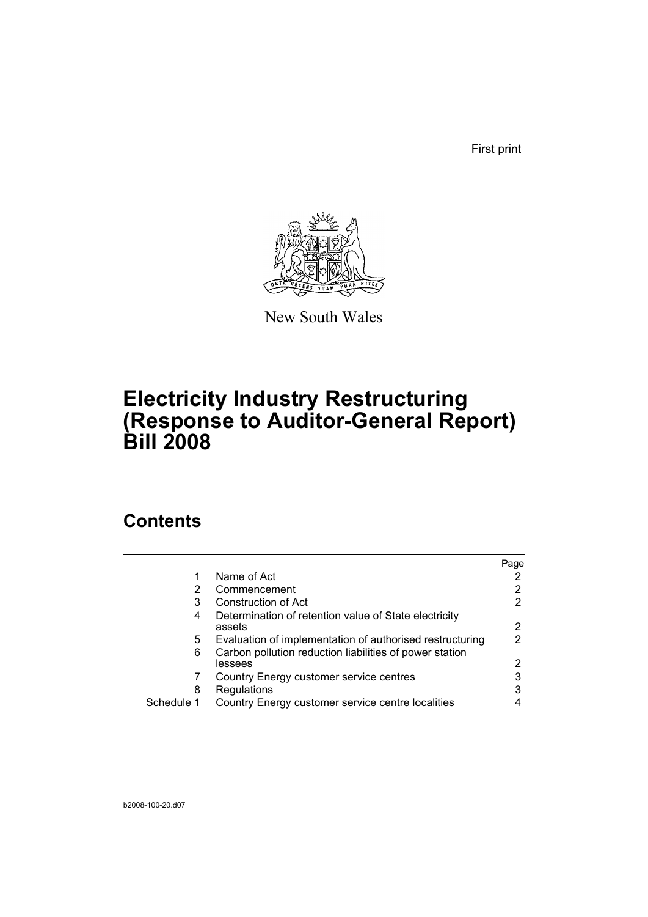First print

New South Wales

# Electricity Industry Restructuring (Response to Auditor-General Report) Bill 2008

## Contents

| | | Page |
|---|---|---|
| 1 | Name of Act | 2 |
| 2 | Commencement | 2 |
| 3 | Construction of Act | 2 |
| 4 | Determination of retention value of State electricity assets | 2 |
| 5 | Evaluation of implementation of authorised restructuring | 2 |
| 6 | Carbon pollution reduction liabilities of power station lessees | 2 |
| 7 | Country Energy customer service centres | 3 |
| 8 | Regulations | 3 |
| Schedule 1 | Country Energy customer service centre localities | 4 |

b2008-100-20.d07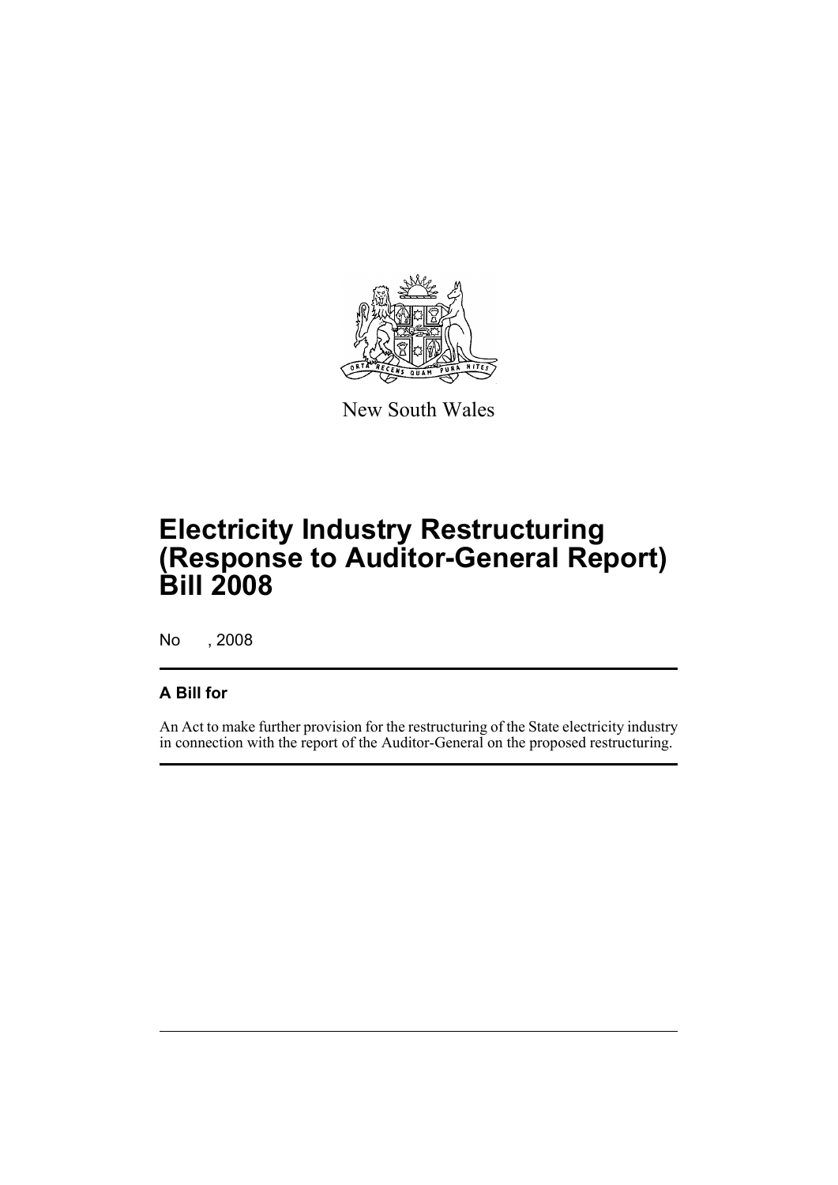New South Wales

# Electricity Industry Restructuring (Response to Auditor-General Report) Bill 2008

No , 2008

## A Bill for

An Act to make further provision for the restructuring of the State electricity industry in connection with the report of the Auditor-General on the proposed restructuring.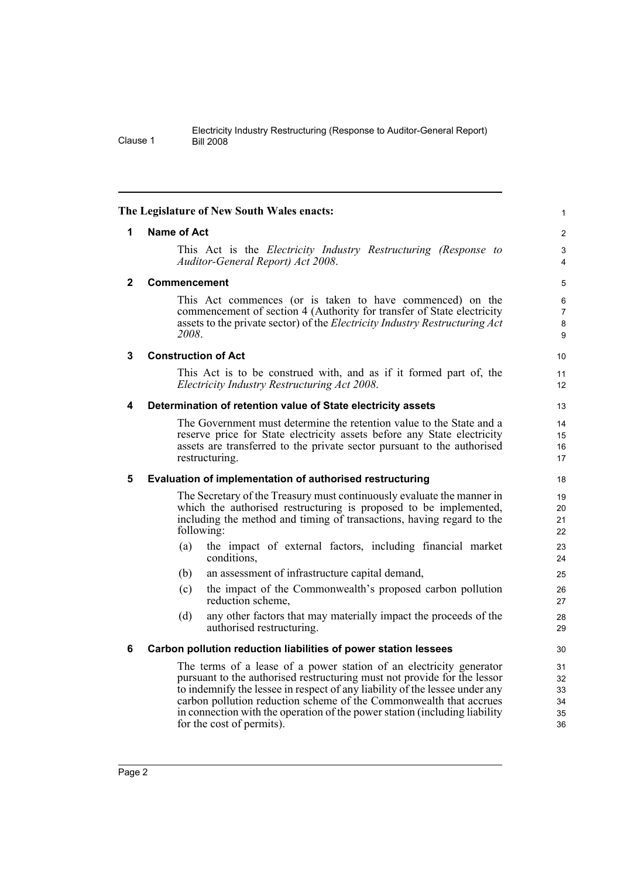The Legislature of New South Wales enacts:

## 1 Name of Act

This Act is the *Electricity Industry Restructuring (Response to Auditor-General Report) Act 2008*.

## 2 Commencement

This Act commences (or is taken to have commenced) on the commencement of section 4 (Authority for transfer of State electricity assets to the private sector) of the *Electricity Industry Restructuring Act 2008*.

## 3 Construction of Act

This Act is to be construed with, and as if it formed part of, the *Electricity Industry Restructuring Act 2008*.

## 4 Determination of retention value of State electricity assets

The Government must determine the retention value to the State and a reserve price for State electricity assets before any State electricity assets are transferred to the private sector pursuant to the authorised restructuring.

## 5 Evaluation of implementation of authorised restructuring

The Secretary of the Treasury must continuously evaluate the manner in which the authorised restructuring is proposed to be implemented, including the method and timing of transactions, having regard to the following:

(a) the impact of external factors, including financial market conditions,

(b) an assessment of infrastructure capital demand,

(c) the impact of the Commonwealth's proposed carbon pollution reduction scheme,

(d) any other factors that may materially impact the proceeds of the authorised restructuring.

## 6 Carbon pollution reduction liabilities of power station lessees

The terms of a lease of a power station of an electricity generator pursuant to the authorised restructuring must not provide for the lessor to indemnify the lessee in respect of any liability of the lessee under any carbon pollution reduction scheme of the Commonwealth that accrues in connection with the operation of the power station (including liability for the cost of permits).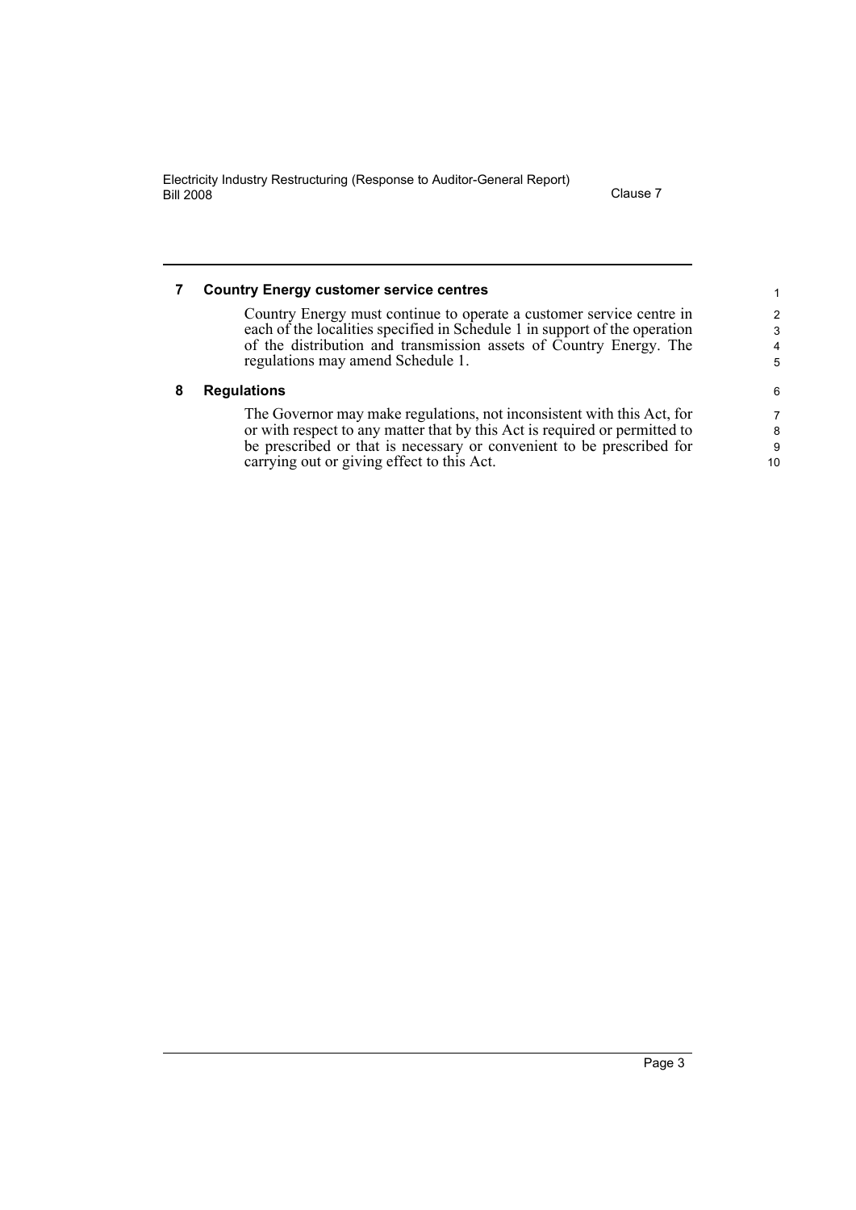## 7 Country Energy customer service centres

Country Energy must continue to operate a customer service centre in each of the localities specified in Schedule 1 in support of the operation of the distribution and transmission assets of Country Energy. The regulations may amend Schedule 1.

## 8 Regulations

The Governor may make regulations, not inconsistent with this Act, for or with respect to any matter that by this Act is required or permitted to be prescribed or that is necessary or convenient to be prescribed for carrying out or giving effect to this Act.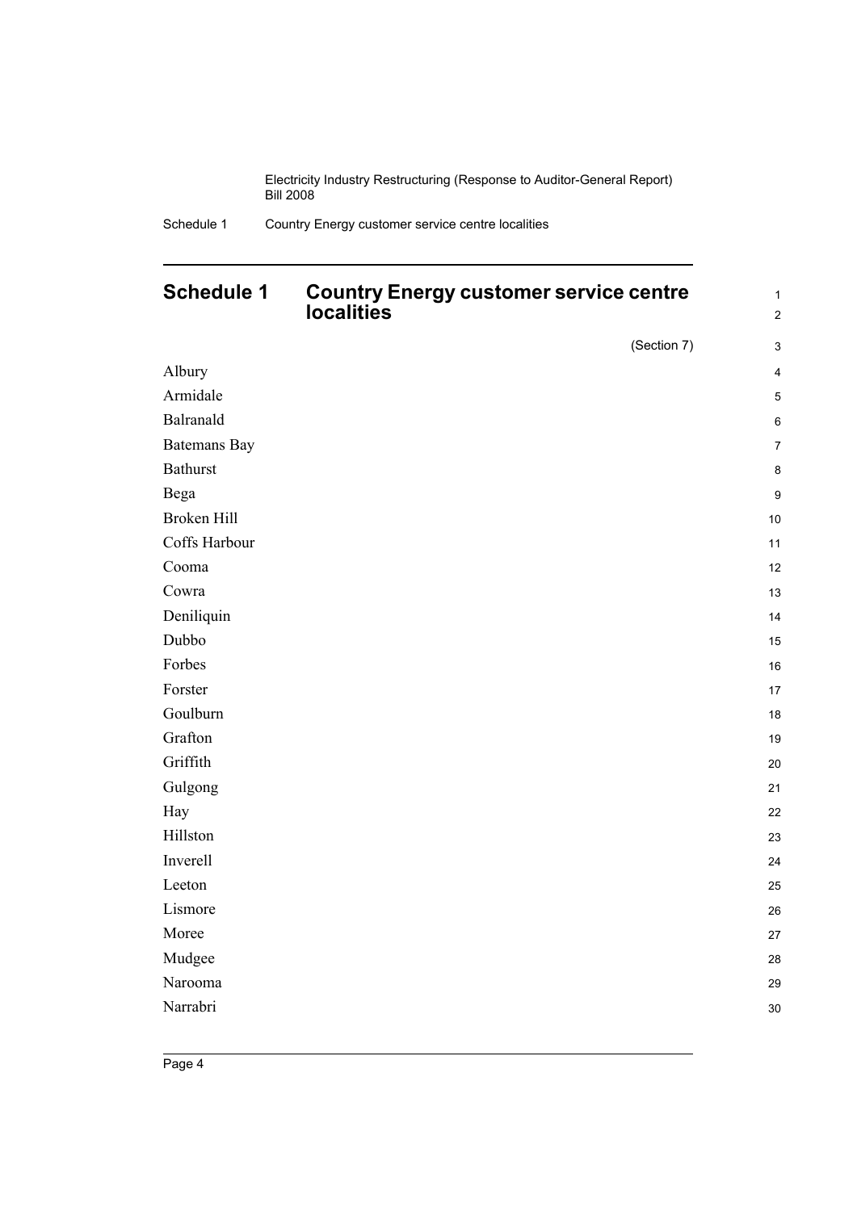# Schedule 1 Country Energy customer service centre localities

(Section 7)

Albury

Armidale

Balranald

Batemans Bay

Bathurst

Bega

Broken Hill

Coffs Harbour

Cooma

Cowra

Deniliquin

Dubbo

Forbes

Forster

Goulburn

Grafton

Griffith

Gulgong

Hay

Hillston

Inverell

Leeton

Lismore

Moree

Mudgee

Narooma

Narrabri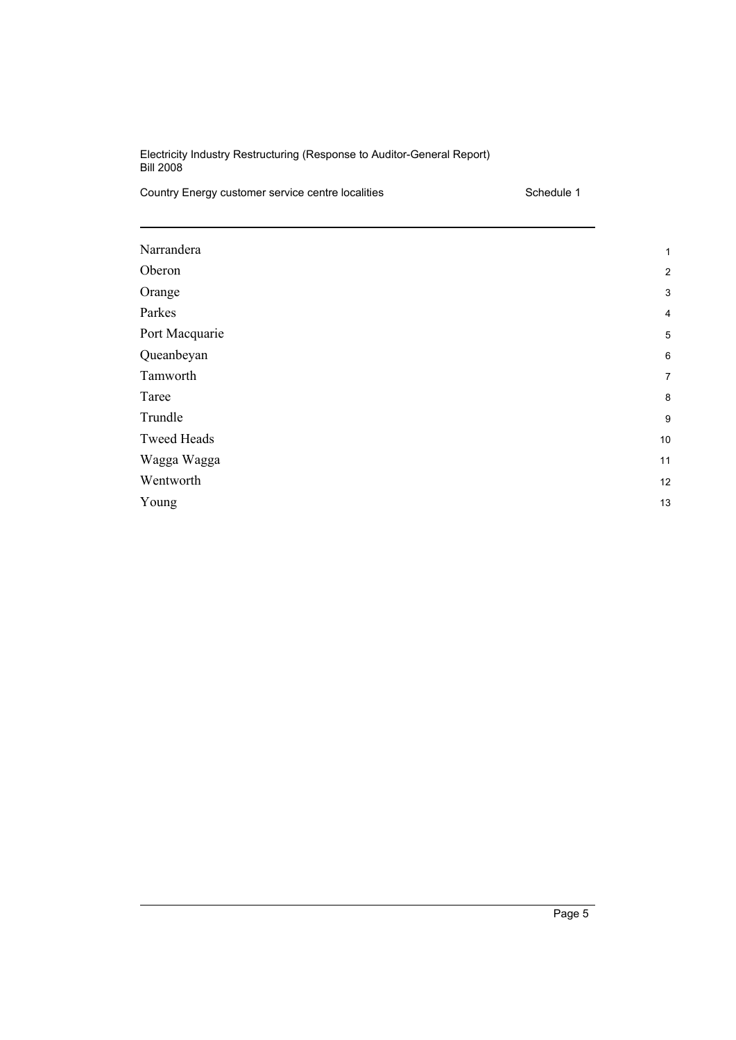Narrandera

Oberon

Orange

Parkes

Port Macquarie

Queanbeyan

Tamworth

Taree

Trundle

Tweed Heads

Wagga Wagga

Wentworth

Young